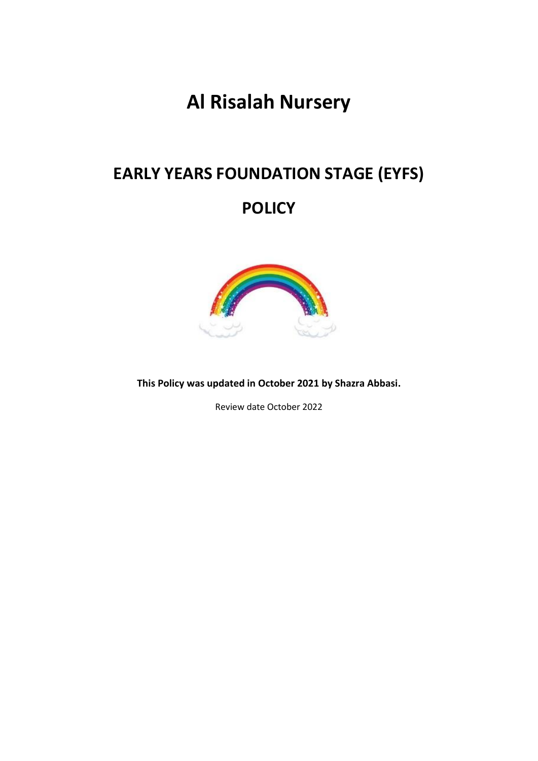# Al Risalah Nursery

## EARLY YEARS FOUNDATION STAGE (EYFS)

## POLICY

**This Policy was updated in October 2021 by Shazra Abbasi.**

Review date October 2022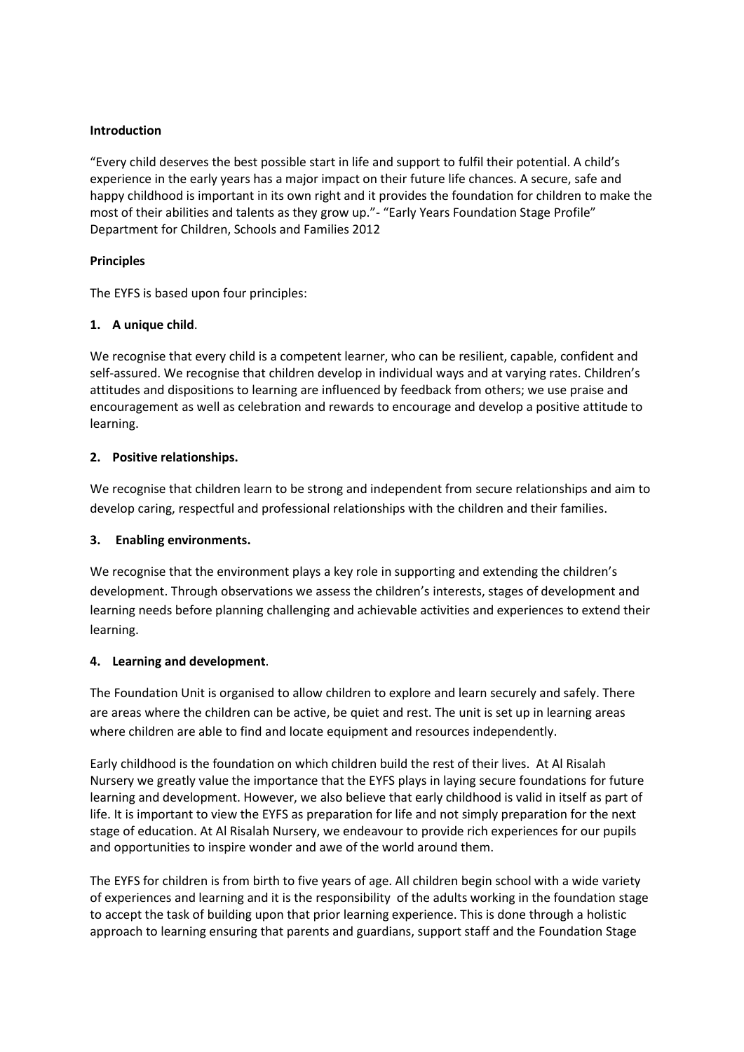**Introduction**

"Every child deserves the best possible start in life and support to fulfil their potential. A child's experience in the early years has a major impact on their future life chances. A secure, safe and happy childhood is important in its own right and it provides the foundation for children to make the most of their abilities and talents as they grow up."- "Early Years Foundation Stage Profile" Department for Children, Schools and Families 2012

**Principles**

The EYFS is based upon four principles:

**1. A unique child**.

We recognise that every child is a competent learner, who can be resilient, capable, confident and self-assured. We recognise that children develop in individual ways and at varying rates. Children's attitudes and dispositions to learning are influenced by feedback from others; we use praise and encouragement as well as celebration and rewards to encourage and develop a positive attitude to learning.

**2. Positive relationships.**

We recognise that children learn to be strong and independent from secure relationships and aim to develop caring, respectful and professional relationships with the children and their families.

**3. Enabling environments.**

We recognise that the environment plays a key role in supporting and extending the children's development. Through observations we assess the children's interests, stages of development and learning needs before planning challenging and achievable activities and experiences to extend their learning.

**4. Learning and development**.

The Foundation Unit is organised to allow children to explore and learn securely and safely. There are areas where the children can be active, be quiet and rest. The unit is set up in learning areas where children are able to find and locate equipment and resources independently.

Early childhood is the foundation on which children build the rest of their lives. At Al Risalah Nursery we greatly value the importance that the EYFS plays in laying secure foundations for future learning and development. However, we also believe that early childhood is valid in itself as part of life. It is important to view the EYFS as preparation for life and not simply preparation for the next stage of education. At Al Risalah Nursery, we endeavour to provide rich experiences for our pupils and opportunities to inspire wonder and awe of the world around them.

The EYFS for children is from birth to five years of age. All children begin school with a wide variety of experiences and learning and it is the responsibility of the adults working in the foundation stage to accept the task of building upon that prior learning experience. This is done through a holistic approach to learning ensuring that parents and guardians, support staff and the Foundation Stage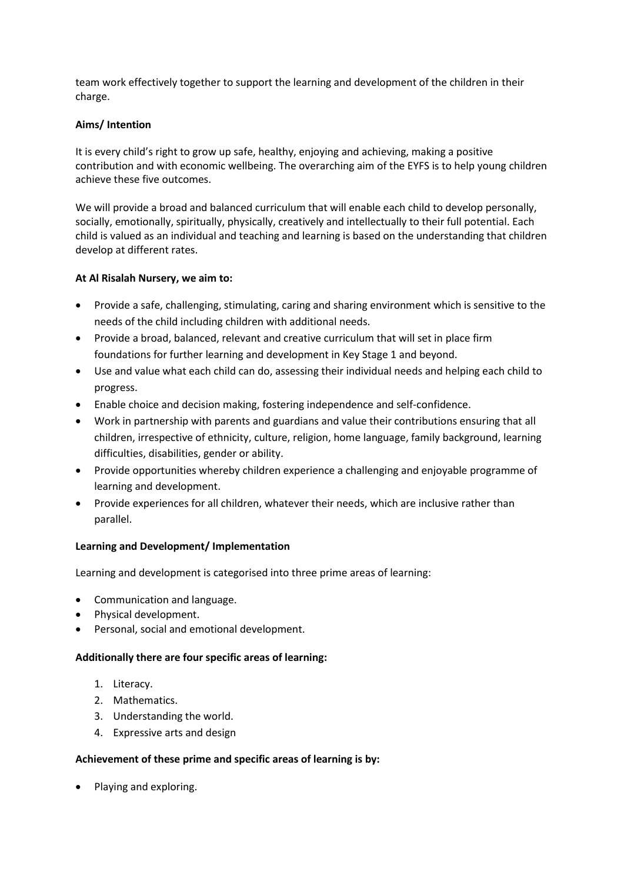team work effectively together to support the learning and development of the children in their charge.

**Aims/ Intention**

It is every child's right to grow up safe, healthy, enjoying and achieving, making a positive contribution and with economic wellbeing. The overarching aim of the EYFS is to help young children achieve these five outcomes.

We will provide a broad and balanced curriculum that will enable each child to develop personally, socially, emotionally, spiritually, physically, creatively and intellectually to their full potential. Each child is valued as an individual and teaching and learning is based on the understanding that children develop at different rates.

**At Al Risalah Nursery, we aim to:**

- Provide a safe, challenging, stimulating, caring and sharing environment which is sensitive to the needs of the child including children with additional needs.
- Provide a broad, balanced, relevant and creative curriculum that will set in place firm foundations for further learning and development in Key Stage 1 and beyond.
- Use and value what each child can do, assessing their individual needs and helping each child to progress.
- Enable choice and decision making, fostering independence and self-confidence.
- Work in partnership with parents and guardians and value their contributions ensuring that all children, irrespective of ethnicity, culture, religion, home language, family background, learning difficulties, disabilities, gender or ability.
- Provide opportunities whereby children experience a challenging and enjoyable programme of learning and development.
- Provide experiences for all children, whatever their needs, which are inclusive rather than parallel.

**Learning and Development/ Implementation**

Learning and development is categorised into three prime areas of learning:

- Communication and language.
- Physical development.
- Personal, social and emotional development.

**Additionally there are four specific areas of learning:**

1. Literacy.
2. Mathematics.
3. Understanding the world.
4. Expressive arts and design

**Achievement of these prime and specific areas of learning is by:**

- Playing and exploring.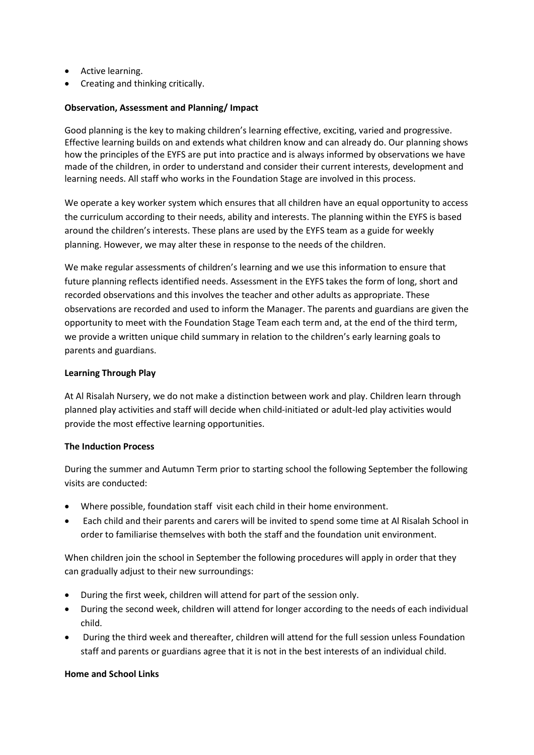- Active learning.
- Creating and thinking critically.

**Observation, Assessment and Planning/ Impact**

Good planning is the key to making children's learning effective, exciting, varied and progressive. Effective learning builds on and extends what children know and can already do. Our planning shows how the principles of the EYFS are put into practice and is always informed by observations we have made of the children, in order to understand and consider their current interests, development and learning needs. All staff who works in the Foundation Stage are involved in this process.

We operate a key worker system which ensures that all children have an equal opportunity to access the curriculum according to their needs, ability and interests. The planning within the EYFS is based around the children's interests. These plans are used by the EYFS team as a guide for weekly planning. However, we may alter these in response to the needs of the children.

We make regular assessments of children's learning and we use this information to ensure that future planning reflects identified needs. Assessment in the EYFS takes the form of long, short and recorded observations and this involves the teacher and other adults as appropriate. These observations are recorded and used to inform the Manager. The parents and guardians are given the opportunity to meet with the Foundation Stage Team each term and, at the end of the third term, we provide a written unique child summary in relation to the children's early learning goals to parents and guardians.

**Learning Through Play**

At Al Risalah Nursery, we do not make a distinction between work and play. Children learn through planned play activities and staff will decide when child-initiated or adult-led play activities would provide the most effective learning opportunities.

**The Induction Process**

During the summer and Autumn Term prior to starting school the following September the following visits are conducted:

- Where possible, foundation staff visit each child in their home environment.
- Each child and their parents and carers will be invited to spend some time at Al Risalah School in order to familiarise themselves with both the staff and the foundation unit environment.

When children join the school in September the following procedures will apply in order that they can gradually adjust to their new surroundings:

- During the first week, children will attend for part of the session only.
- During the second week, children will attend for longer according to the needs of each individual child.
- During the third week and thereafter, children will attend for the full session unless Foundation staff and parents or guardians agree that it is not in the best interests of an individual child.

**Home and School Links**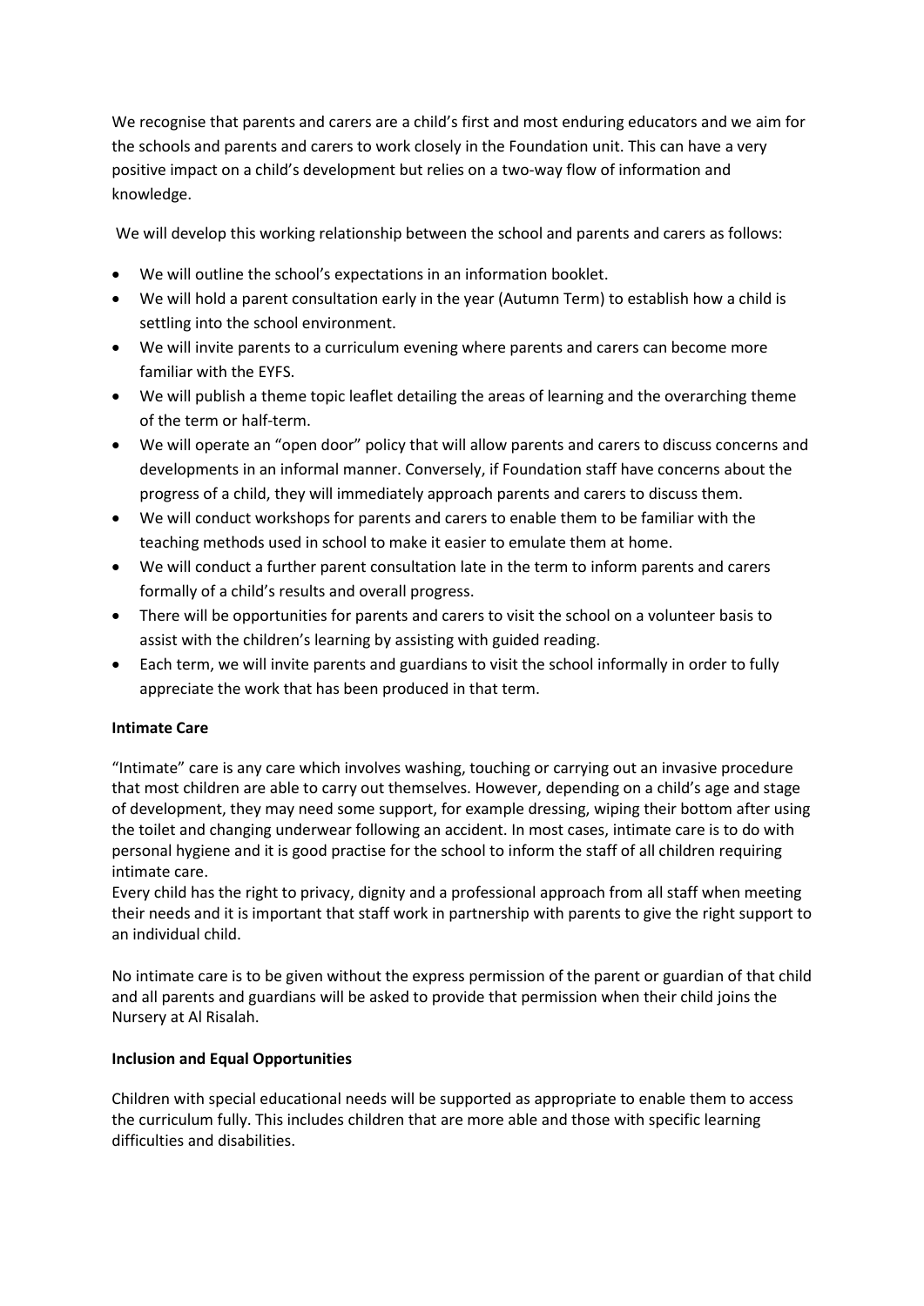We recognise that parents and carers are a child's first and most enduring educators and we aim for the schools and parents and carers to work closely in the Foundation unit. This can have a very positive impact on a child's development but relies on a two-way flow of information and knowledge.

We will develop this working relationship between the school and parents and carers as follows:

- We will outline the school's expectations in an information booklet.
- We will hold a parent consultation early in the year (Autumn Term) to establish how a child is settling into the school environment.
- We will invite parents to a curriculum evening where parents and carers can become more familiar with the EYFS.
- We will publish a theme topic leaflet detailing the areas of learning and the overarching theme of the term or half-term.
- We will operate an "open door" policy that will allow parents and carers to discuss concerns and developments in an informal manner. Conversely, if Foundation staff have concerns about the progress of a child, they will immediately approach parents and carers to discuss them.
- We will conduct workshops for parents and carers to enable them to be familiar with the teaching methods used in school to make it easier to emulate them at home.
- We will conduct a further parent consultation late in the term to inform parents and carers formally of a child's results and overall progress.
- There will be opportunities for parents and carers to visit the school on a volunteer basis to assist with the children's learning by assisting with guided reading.
- Each term, we will invite parents and guardians to visit the school informally in order to fully appreciate the work that has been produced in that term.

**Intimate Care**

"Intimate" care is any care which involves washing, touching or carrying out an invasive procedure that most children are able to carry out themselves. However, depending on a child's age and stage of development, they may need some support, for example dressing, wiping their bottom after using the toilet and changing underwear following an accident. In most cases, intimate care is to do with personal hygiene and it is good practise for the school to inform the staff of all children requiring intimate care.
Every child has the right to privacy, dignity and a professional approach from all staff when meeting their needs and it is important that staff work in partnership with parents to give the right support to an individual child.

No intimate care is to be given without the express permission of the parent or guardian of that child and all parents and guardians will be asked to provide that permission when their child joins the Nursery at Al Risalah.

**Inclusion and Equal Opportunities**

Children with special educational needs will be supported as appropriate to enable them to access the curriculum fully. This includes children that are more able and those with specific learning difficulties and disabilities.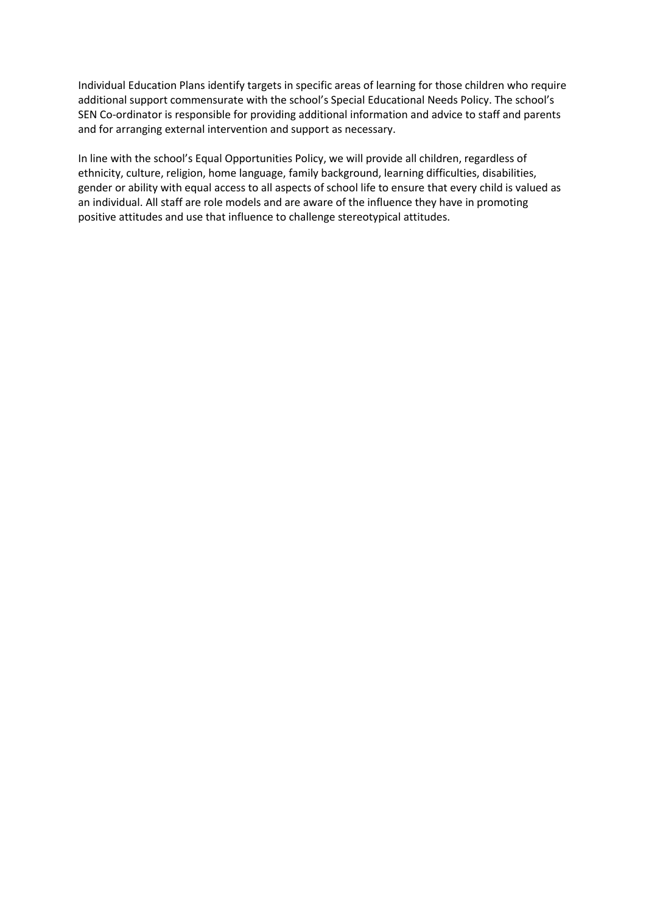Individual Education Plans identify targets in specific areas of learning for those children who require additional support commensurate with the school's Special Educational Needs Policy. The school's SEN Co-ordinator is responsible for providing additional information and advice to staff and parents and for arranging external intervention and support as necessary.

In line with the school's Equal Opportunities Policy, we will provide all children, regardless of ethnicity, culture, religion, home language, family background, learning difficulties, disabilities, gender or ability with equal access to all aspects of school life to ensure that every child is valued as an individual. All staff are role models and are aware of the influence they have in promoting positive attitudes and use that influence to challenge stereotypical attitudes.